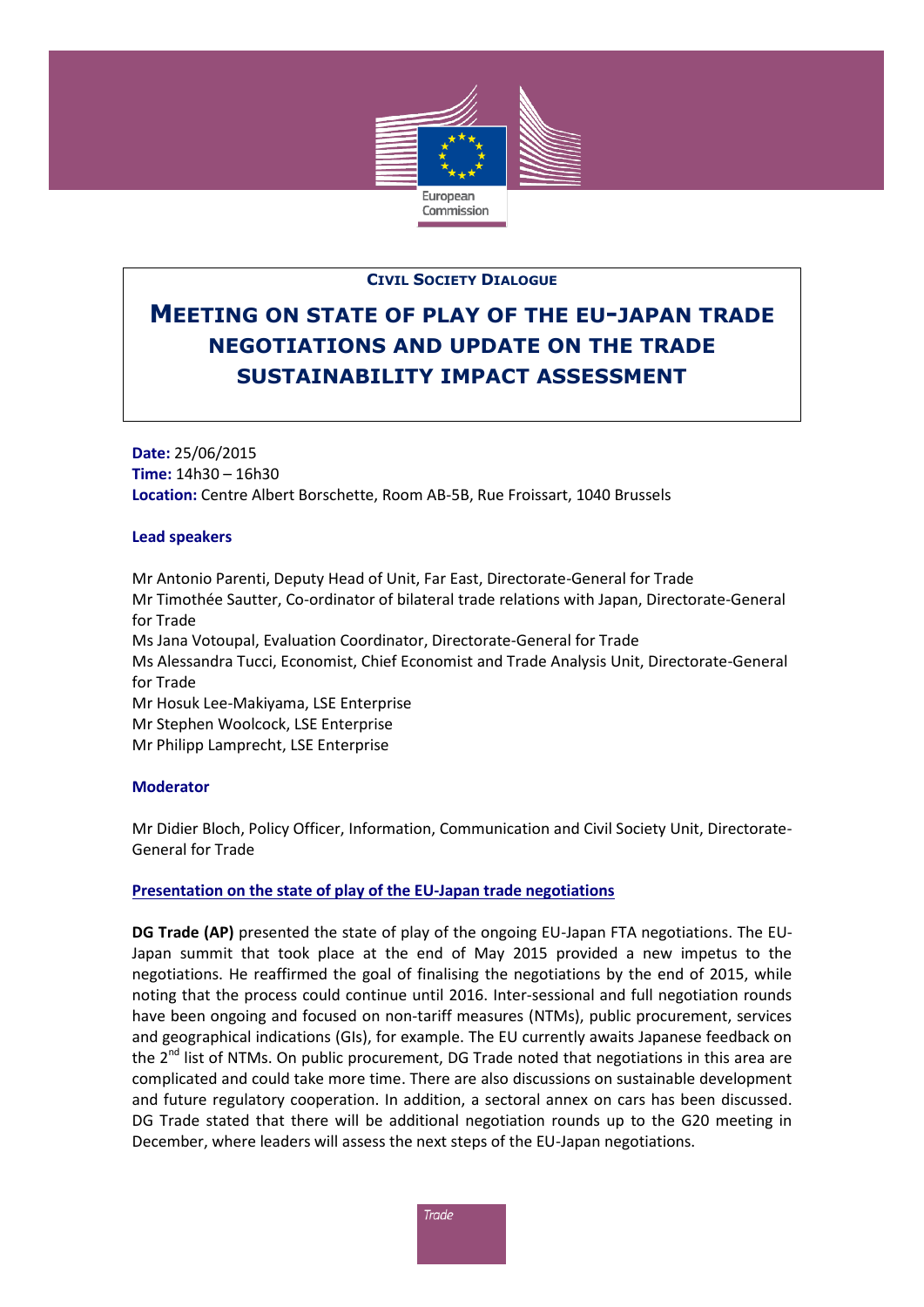**CIVIL SOCIETY DIALOGUE**

# MEETING ON STATE OF PLAY OF THE EU-JAPAN TRADE NEGOTIATIONS AND UPDATE ON THE TRADE SUSTAINABILITY IMPACT ASSESSMENT

**Date:** 25/06/2015
**Time:** 14h30 – 16h30
**Location:** Centre Albert Borschette, Room AB-5B, Rue Froissart, 1040 Brussels

### Lead speakers

Mr Antonio Parenti, Deputy Head of Unit, Far East, Directorate-General for Trade
Mr Timothée Sautter, Co-ordinator of bilateral trade relations with Japan, Directorate-General for Trade
Ms Jana Votoupal, Evaluation Coordinator, Directorate-General for Trade
Ms Alessandra Tucci, Economist, Chief Economist and Trade Analysis Unit, Directorate-General for Trade
Mr Hosuk Lee-Makiyama, LSE Enterprise
Mr Stephen Woolcock, LSE Enterprise
Mr Philipp Lamprecht, LSE Enterprise

### Moderator

Mr Didier Bloch, Policy Officer, Information, Communication and Civil Society Unit, Directorate-General for Trade

### Presentation on the state of play of the EU-Japan trade negotiations

**DG Trade (AP)** presented the state of play of the ongoing EU-Japan FTA negotiations. The EU-Japan summit that took place at the end of May 2015 provided a new impetus to the negotiations. He reaffirmed the goal of finalising the negotiations by the end of 2015, while noting that the process could continue until 2016. Inter-sessional and full negotiation rounds have been ongoing and focused on non-tariff measures (NTMs), public procurement, services and geographical indications (GIs), for example. The EU currently awaits Japanese feedback on the 2nd list of NTMs. On public procurement, DG Trade noted that negotiations in this area are complicated and could take more time. There are also discussions on sustainable development and future regulatory cooperation. In addition, a sectoral annex on cars has been discussed. DG Trade stated that there will be additional negotiation rounds up to the G20 meeting in December, where leaders will assess the next steps of the EU-Japan negotiations.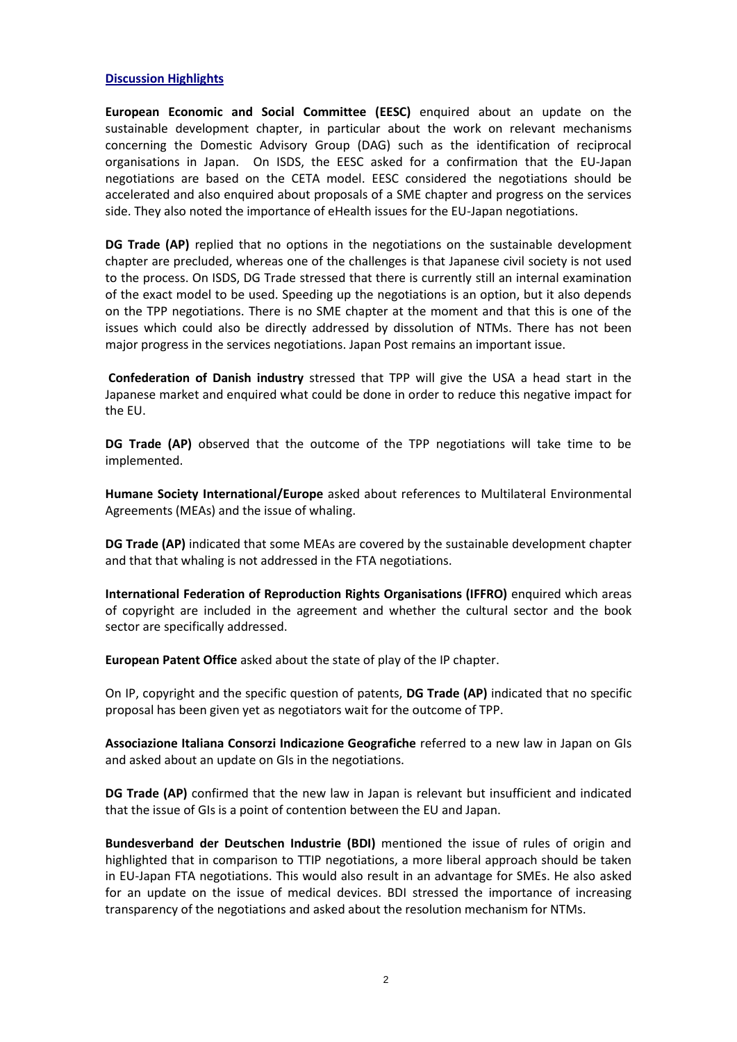**Discussion Highlights**

**European Economic and Social Committee (EESC)** enquired about an update on the sustainable development chapter, in particular about the work on relevant mechanisms concerning the Domestic Advisory Group (DAG) such as the identification of reciprocal organisations in Japan. On ISDS, the EESC asked for a confirmation that the EU-Japan negotiations are based on the CETA model. EESC considered the negotiations should be accelerated and also enquired about proposals of a SME chapter and progress on the services side. They also noted the importance of eHealth issues for the EU-Japan negotiations.

**DG Trade (AP)** replied that no options in the negotiations on the sustainable development chapter are precluded, whereas one of the challenges is that Japanese civil society is not used to the process. On ISDS, DG Trade stressed that there is currently still an internal examination of the exact model to be used. Speeding up the negotiations is an option, but it also depends on the TPP negotiations. There is no SME chapter at the moment and that this is one of the issues which could also be directly addressed by dissolution of NTMs. There has not been major progress in the services negotiations. Japan Post remains an important issue.

**Confederation of Danish industry** stressed that TPP will give the USA a head start in the Japanese market and enquired what could be done in order to reduce this negative impact for the EU.

**DG Trade (AP)** observed that the outcome of the TPP negotiations will take time to be implemented.

**Humane Society International/Europe** asked about references to Multilateral Environmental Agreements (MEAs) and the issue of whaling.

**DG Trade (AP)** indicated that some MEAs are covered by the sustainable development chapter and that that whaling is not addressed in the FTA negotiations.

**International Federation of Reproduction Rights Organisations (IFFRO)** enquired which areas of copyright are included in the agreement and whether the cultural sector and the book sector are specifically addressed.

**European Patent Office** asked about the state of play of the IP chapter.

On IP, copyright and the specific question of patents, **DG Trade (AP)** indicated that no specific proposal has been given yet as negotiators wait for the outcome of TPP.

**Associazione Italiana Consorzi Indicazione Geografiche** referred to a new law in Japan on GIs and asked about an update on GIs in the negotiations.

**DG Trade (AP)** confirmed that the new law in Japan is relevant but insufficient and indicated that the issue of GIs is a point of contention between the EU and Japan.

**Bundesverband der Deutschen Industrie (BDI)** mentioned the issue of rules of origin and highlighted that in comparison to TTIP negotiations, a more liberal approach should be taken in EU-Japan FTA negotiations. This would also result in an advantage for SMEs. He also asked for an update on the issue of medical devices. BDI stressed the importance of increasing transparency of the negotiations and asked about the resolution mechanism for NTMs.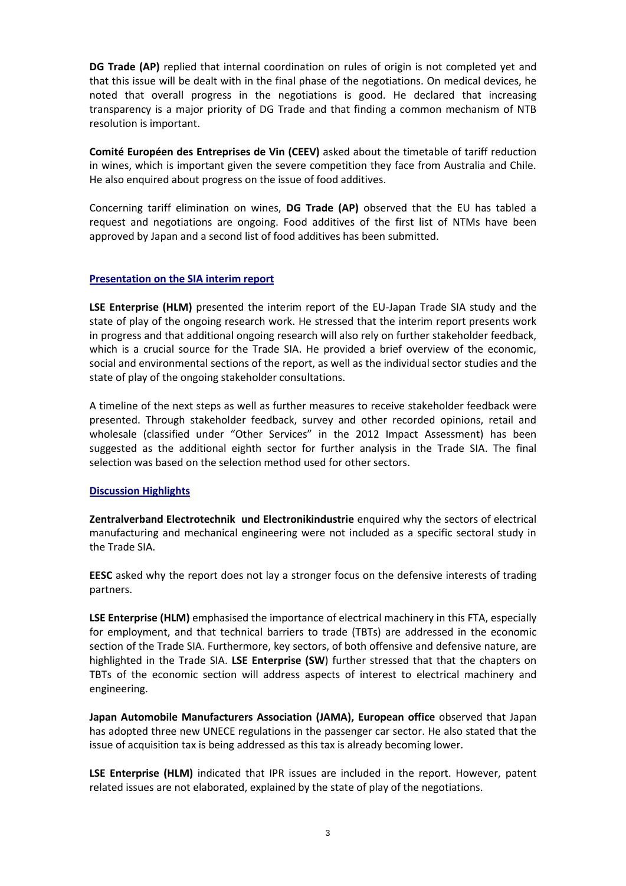**DG Trade (AP)** replied that internal coordination on rules of origin is not completed yet and that this issue will be dealt with in the final phase of the negotiations. On medical devices, he noted that overall progress in the negotiations is good. He declared that increasing transparency is a major priority of DG Trade and that finding a common mechanism of NTB resolution is important.

**Comité Européen des Entreprises de Vin (CEEV)** asked about the timetable of tariff reduction in wines, which is important given the severe competition they face from Australia and Chile. He also enquired about progress on the issue of food additives.

Concerning tariff elimination on wines, **DG Trade (AP)** observed that the EU has tabled a request and negotiations are ongoing. Food additives of the first list of NTMs have been approved by Japan and a second list of food additives has been submitted.

## Presentation on the SIA interim report

**LSE Enterprise (HLM)** presented the interim report of the EU-Japan Trade SIA study and the state of play of the ongoing research work. He stressed that the interim report presents work in progress and that additional ongoing research will also rely on further stakeholder feedback, which is a crucial source for the Trade SIA. He provided a brief overview of the economic, social and environmental sections of the report, as well as the individual sector studies and the state of play of the ongoing stakeholder consultations.

A timeline of the next steps as well as further measures to receive stakeholder feedback were presented. Through stakeholder feedback, survey and other recorded opinions, retail and wholesale (classified under "Other Services" in the 2012 Impact Assessment) has been suggested as the additional eighth sector for further analysis in the Trade SIA. The final selection was based on the selection method used for other sectors.

## Discussion Highlights

**Zentralverband Electrotechnik und Electronikindustrie** enquired why the sectors of electrical manufacturing and mechanical engineering were not included as a specific sectoral study in the Trade SIA.

**EESC** asked why the report does not lay a stronger focus on the defensive interests of trading partners.

**LSE Enterprise (HLM)** emphasised the importance of electrical machinery in this FTA, especially for employment, and that technical barriers to trade (TBTs) are addressed in the economic section of the Trade SIA. Furthermore, key sectors, of both offensive and defensive nature, are highlighted in the Trade SIA. **LSE Enterprise (SW**) further stressed that that the chapters on TBTs of the economic section will address aspects of interest to electrical machinery and engineering.

**Japan Automobile Manufacturers Association (JAMA), European office** observed that Japan has adopted three new UNECE regulations in the passenger car sector. He also stated that the issue of acquisition tax is being addressed as this tax is already becoming lower.

**LSE Enterprise (HLM)** indicated that IPR issues are included in the report. However, patent related issues are not elaborated, explained by the state of play of the negotiations.